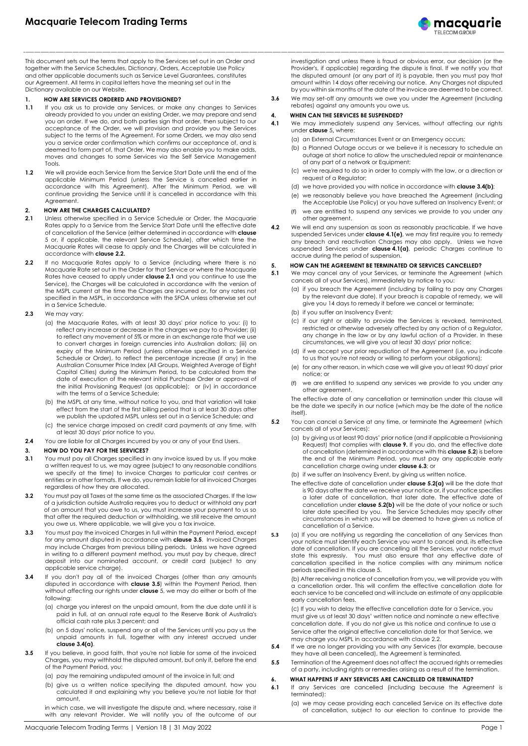# Macquarie Telecom Trading Terms

This document sets out the terms that apply to the Services set out in an Order and together with the Service Schedules, Dictionary, Orders, Acceptable Use Policy and other applicable documents such as Service Level Guarantees, constitutes our Agreement. All terms in capital letters have the meaning set out in the Dictionary available on our Website.

## 1. HOW ARE SERVICES ORDERED AND PROVISIONED?

**1.1** If you ask us to provide any Services, or make any changes to Services already provided to you under an existing Order, we may prepare and send you an order. If we do, and both parties sign that order, then subject to our acceptance of the Order, we will provision and provide you the Services subject to the terms of the Agreement. For some Orders, we may also send you a service order confirmation which confirms our acceptance of, and is deemed to form part of, that Order. We may also enable you to make adds, moves and changes to some Services via the Self Service Management Tools.

**1.2** We will provide each Service from the Service Start Date until the end of the applicable Minimum Period (unless the Service is cancelled earlier in accordance with this Agreement). After the Minimum Period, we will continue providing the Service until it is cancelled in accordance with this Agreement.

## 2. HOW ARE THE CHARGES CALCULATED?

**2.1** Unless otherwise specified in a Service Schedule or Order, the Macquarie Rates apply to a Service from the Service Start Date until the effective date of cancellation of the Service (either determined in accordance with **clause** 5 or, if applicable, the relevant Service Schedule), after which time the Macquarie Rates will cease to apply and the Charges will be calculated in accordance with **clause 2.2.**

**2.2** If no Macquarie Rates apply to a Service (including where there is no Macquarie Rate set out in the Order for that Service or where the Macquarie Rates have ceased to apply under **clause 2.1** and you continue to use the Service), the Charges will be calculated in accordance with the version of the MSPL current at the time the Charges are incurred or, for any rates not specified in the MSPL, in accordance with the SFOA unless otherwise set out in a Service Schedule.

**2.3** We may vary:

(a) the Macquarie Rates, with at least 30 days' prior notice to you: (i) to reflect any increase or decrease in the charges we pay to a Provider; (ii) to reflect any movement of 5% or more in an exchange rate that we use to convert charges in foreign currencies into Australian dollars; (iii) on expiry of the Minimum Period (unless otherwise specified in a Service Schedule or Order), to reflect the percentage increase (if any) in the Australian Consumer Price Index (All Groups, Weighted Average of Eight Capital Cities) during the Minimum Period, to be calculated from the date of execution of the relevant initial Purchase Order or approval of the initial Provisioning Request (as applicable); or (iv) in accordance with the terms of a Service Schedule;

(b) the MSPL at any time, without notice to you, and that variation will take effect from the start of the first billing period that is at least 30 days after we publish the updated MSPL unless set out in a Service Schedule; and

(c) the service charge imposed on credit card payments at any time, with at least 30 days' prior notice to you.

**2.4** You are liable for all Charges incurred by you or any of your End Users.

## 3. HOW DO YOU PAY FOR THE SERVICES?

**3.1** You must pay all Charges specified in any invoice issued by us. If you make a written request to us, we may agree (subject to any reasonable conditions we specify at the time) to invoice Charges to particular cost centres or entities or in other formats. If we do, you remain liable for all invoiced Charges regardless of how they are allocated.

**3.2** You must pay all Taxes at the same time as the associated Charges. If the law of a jurisdiction outside Australia requires you to deduct or withhold any part of an amount that you owe to us, you must increase your payment to us so that after the required deduction or withholding, we still receive the amount you owe us. Where applicable, we will give you a tax invoice.

**3.3** You must pay the invoiced Charges in full within the Payment Period, except for any amount disputed in accordance with **clause 3.5**. Invoiced Charges may include Charges from previous billing periods. Unless we have agreed in writing to a different payment method, you must pay by cheque, direct deposit into our nominated account, or credit card (subject to any applicable service charge).

**3.4** If you don't pay all of the invoiced Charges (other than any amounts disputed in accordance with **clause 3.5**) within the Payment Period, then without affecting our rights under **clause** 5, we may do either or both of the following:

(a) charge you interest on the unpaid amount, from the due date until it is paid in full, at an annual rate equal to the Reserve Bank of Australia's official cash rate plus 3 percent; and

(b) on 5 days' notice, suspend any or all of the Services until you pay us the unpaid amounts in full, together with any interest accrued under **clause 3.4(a)**.

**3.5** If you believe, in good faith, that you're not liable for some of the invoiced Charges, you may withhold the disputed amount, but only if, before the end of the Payment Period, you:

(a) pay the remaining undisputed amount of the invoice in full; and

(b) give us a written notice specifying the disputed amount, how you calculated it and explaining why you believe you're not liable for that amount,

in which case, we will investigate the dispute and, where necessary, raise it with any relevant Provider. We will notify you of the outcome of our investigation and unless there is fraud or obvious error, our decision (or the Provider's, if applicable) regarding the dispute is final. If we notify you that the disputed amount (or any part of it) is payable, then you must pay that amount within 14 days after receiving our notice. Any Charges not disputed by you within six months of the date of the invoice are deemed to be correct.

**3.6** We may set-off any amounts we owe you under the Agreement (including rebates) against any amounts you owe us.

## 4. WHEN CAN THE SERVICES BE SUSPENDED?

**4.1** We may immediately suspend any Services, without affecting our rights under **clause** 5, where:

(a) an External Circumstances Event or an Emergency occurs;

(b) a Planned Outage occurs or we believe it is necessary to schedule an outage at short notice to allow the unscheduled repair or maintenance of any part of a network or Equipment;

(c) we're required to do so in order to comply with the law, or a direction or request of a Regulator;

(d) we have provided you with notice in accordance with **clause 3.4(b)**;

(e) we reasonably believe you have breached the Agreement (including the Acceptable Use Policy) or you have suffered an Insolvency Event; or

(f) we are entitled to suspend any services we provide to you under any other agreement.

**4.2** We will end any suspension as soon as reasonably practicable. If we have suspended Services under **clause 4.1(e)**, we may first require you to remedy any breach and reactivation Charges may also apply. Unless we have suspended Services under **clause 4.1(a)**, periodic Charges continue to accrue during the period of suspension.

## 5. HOW CAN THE AGREEMENT BE TERMINATED OR SERVICES CANCELLED?

**5.1** We may cancel any of your Services, or terminate the Agreement (which cancels all of your Services), immediately by notice to you:

(a) if you breach the Agreement (including by failing to pay any Charges by the relevant due date). If your breach is capable of remedy, we will give you 14 days to remedy it before we cancel or terminate;

(b) if you suffer an Insolvency Event;

(c) if our right or ability to provide the Services is revoked, terminated, restricted or otherwise adversely affected by any action of a Regulator, any change in the law or by any lawful action of a Provider. In these circumstances, we will give you at least 30 days' prior notice;

(d) if we accept your prior repudiation of the Agreement (i.e. you indicate to us that you're not ready or willing to perform your obligations);

(e) for any other reason, in which case we will give you at least 90 days' prior notice; or

(f) we are entitled to suspend any services we provide to you under any other agreement.

The effective date of any cancellation or termination under this clause will be the date we specify in our notice (which may be the date of the notice itself).

**5.2** You can cancel a Service at any time, or terminate the Agreement (which cancels all of your Services):

(a) by giving us at least 90 days' prior notice (and if applicable a Provisioning Request) that complies with **clause 9.** If you do, and the effective date of cancellation (determined in accordance with this **clause 5.2**) is before the end of the Minimum Period, you must pay any applicable early cancellation charge owing under **clause 6.3**; or

(b) if we suffer an Insolvency Event, by giving us written notice.

The effective date of cancellation under **clause 5.2(a)** will be the date that is 90 days after the date we receive your notice or, if your notice specifies a later date of cancellation, that later date. The effective date of cancellation under **clause 5.2(b)** will be the date of your notice or such later date specified by you. The Service Schedules may specify other circumstances in which you will be deemed to have given us notice of cancellation of a Service.

**5.3** (a) If you are notifying us regarding the cancellation of any Services than your notice must identify each Service you want to cancel and, its effective date of cancellation. If you are cancelling all the Services, your notice must state this expressly. You must also ensure that any effective date of cancellation specified in the notice complies with any minimum notice periods specified in this clause 5.

(b) After receiving a notice of cancellation from you, we will provide you with a cancellation order. This will confirm the effective cancellation date for each service to be cancelled and will include an estimate of any applicable early cancellation fees.

(c) If you wish to delay the effective cancellation date for a Service, you must give us at least 30 days' written notice and nominate a new effective cancellation date. If you do not give us this notice and continue to use a Service after the original effective cancellation date for that Service, we may charge you MSPL in accordance with clause 2.2.

**5.4** If we are no longer providing you with any Services (for example, because they have all been cancelled), the Agreement is terminated.

**5.5** Termination of the Agreement does not affect the accrued rights or remedies of a party, including rights or remedies arising as a result of the termination.

## 6. WHAT HAPPENS IF ANY SERVICES ARE CANCELLED OR TERMINATED?

**6.1** If any Services are cancelled (including because the Agreement is terminated):

(a) we may cease providing each cancelled Service on its effective date of cancellation, subject to our election to continue to provide the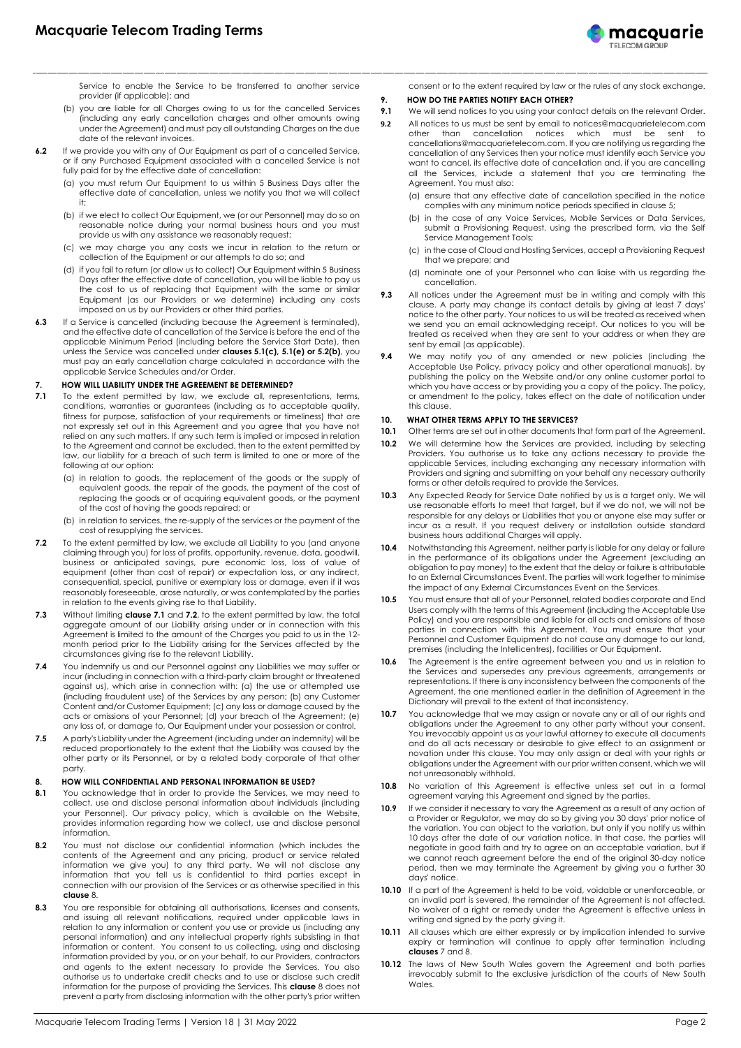Service to enable the Service to be transferred to another service provider (if applicable); and

(b) you are liable for all Charges owing to us for the cancelled Services (including any early cancellation charges and other amounts owing under the Agreement) and must pay all outstanding Charges on the due date of the relevant invoices.

**6.2** If we provide you with any of Our Equipment as part of a cancelled Service, or if any Purchased Equipment associated with a cancelled Service is not fully paid for by the effective date of cancellation:

(a) you must return Our Equipment to us within 5 Business Days after the effective date of cancellation, unless we notify you that we will collect it;

(b) if we elect to collect Our Equipment, we (or our Personnel) may do so on reasonable notice during your normal business hours and you must provide us with any assistance we reasonably request;

(c) we may charge you any costs we incur in relation to the return or collection of the Equipment or our attempts to do so; and

(d) if you fail to return (or allow us to collect) Our Equipment within 5 Business Days after the effective date of cancellation, you will be liable to pay us the cost to us of replacing that Equipment with the same or similar Equipment (as our Providers or we determine) including any costs imposed on us by our Providers or other third parties.

**6.3** If a Service is cancelled (including because the Agreement is terminated), and the effective date of cancellation of the Service is before the end of the applicable Minimum Period (including before the Service Start Date), then unless the Service was cancelled under **clauses 5.1(c), 5.1(e) or 5.2(b)**, you must pay an early cancellation charge calculated in accordance with the applicable Service Schedules and/or Order.

## 7. HOW WILL LIABILITY UNDER THE AGREEMENT BE DETERMINED?

**7.1** To the extent permitted by law, we exclude all, representations, terms, conditions, warranties or guarantees (including as to acceptable quality, fitness for purpose, satisfaction of your requirements or timeliness) that are not expressly set out in this Agreement and you agree that you have not relied on any such matters. If any such term is implied or imposed in relation to the Agreement and cannot be excluded, then to the extent permitted by law, our liability for a breach of such term is limited to one or more of the following at our option:

(a) in relation to goods, the replacement of the goods or the supply of equivalent goods, the repair of the goods, the payment of the cost of replacing the goods or of acquiring equivalent goods, or the payment of the cost of having the goods repaired; or

(b) in relation to services, the re-supply of the services or the payment of the cost of resupplying the services.

**7.2** To the extent permitted by law, we exclude all Liability to you (and anyone claiming through you) for loss of profits, opportunity, revenue, data, goodwill, business or anticipated savings, pure economic loss, loss of value of equipment (other than cost of repair) or expectation loss, or any indirect, consequential, special, punitive or exemplary loss or damage, even if it was reasonably foreseeable, arose naturally, or was contemplated by the parties in relation to the events giving rise to that Liability.

**7.3** Without limiting **clause 7.1** and **7.2**, to the extent permitted by law, the total aggregate amount of our Liability arising under or in connection with this Agreement is limited to the amount of the Charges you paid to us in the 12-month period prior to the Liability arising for the Services affected by the circumstances giving rise to the relevant Liability.

**7.4** You indemnify us and our Personnel against any Liabilities we may suffer or incur (including in connection with a third-party claim brought or threatened against us), which arise in connection with: (a) the use or attempted use (including fraudulent use) of the Services by any person; (b) any Customer Content and/or Customer Equipment; (c) any loss or damage caused by the acts or omissions of your Personnel; (d) your breach of the Agreement; (e) any loss of, or damage to, Our Equipment under your possession or control.

**7.5** A party's Liability under the Agreement (including under an indemnity) will be reduced proportionately to the extent that the Liability was caused by the other party or its Personnel, or by a related body corporate of that other party.

## 8. HOW WILL CONFIDENTIAL AND PERSONAL INFORMATION BE USED?

**8.1** You acknowledge that in order to provide the Services, we may need to collect, use and disclose personal information about individuals (including your Personnel). Our privacy policy, which is available on the Website, provides information regarding how we collect, use and disclose personal information.

**8.2** You must not disclose our confidential information (which includes the contents of the Agreement and any pricing, product or service related information we give you) to any third party. We will not disclose any information that you tell us is confidential to third parties except in connection with our provision of the Services or as otherwise specified in this **clause** 8.

**8.3** You are responsible for obtaining all authorisations, licenses and consents, and issuing all relevant notifications, required under applicable laws in relation to any information or content you use or provide us (including any personal information) and any intellectual property rights subsisting in that information or content. You consent to us collecting, using and disclosing information provided by you, or on your behalf, to our Providers, contractors and agents to the extent necessary to provide the Services. You also authorise us to undertake credit checks and to use or disclose such credit information for the purpose of providing the Services. This **clause** 8 does not prevent a party from disclosing information with the other party's prior written consent or to the extent required by law or the rules of any stock exchange.

## 9. HOW DO THE PARTIES NOTIFY EACH OTHER?

**9.1** We will send notices to you using your contact details on the relevant Order.

**9.2** All notices to us must be sent by email to notices@macquarietelecom.com other than cancellation notices which must be sent to cancellations@macquarietelecom.com. If you are notifying us regarding the cancellation of any Services then your notice must identify each Service you want to cancel, its effective date of cancellation and, if you are cancelling all the Services, include a statement that you are terminating the Agreement. You must also:

(a) ensure that any effective date of cancellation specified in the notice complies with any minimum notice periods specified in clause 5;

(b) in the case of any Voice Services, Mobile Services or Data Services, submit a Provisioning Request, using the prescribed form, via the Self Service Management Tools;

(c) in the case of Cloud and Hosting Services, accept a Provisioning Request that we prepare; and

(d) nominate one of your Personnel who can liaise with us regarding the cancellation.

**9.3** All notices under the Agreement must be in writing and comply with this clause. A party may change its contact details by giving at least 7 days' notice to the other party. Your notices to us will be treated as received when we send you an email acknowledging receipt. Our notices to you will be treated as received when they are sent to your address or when they are sent by email (as applicable).

**9.4** We may notify you of any amended or new policies (including the Acceptable Use Policy, privacy policy and other operational manuals), by publishing the policy on the Website and/or any online customer portal to which you have access or by providing you a copy of the policy. The policy, or amendment to the policy, takes effect on the date of notification under this clause.

## 10. WHAT OTHER TERMS APPLY TO THE SERVICES?

**10.1** Other terms are set out in other documents that form part of the Agreement.

**10.2** We will determine how the Services are provided, including by selecting Providers. You authorise us to take any actions necessary to provide the applicable Services, including exchanging any necessary information with Providers and signing and submitting on your behalf any necessary authority forms or other details required to provide the Services.

**10.3** Any Expected Ready for Service Date notified by us is a target only. We will use reasonable efforts to meet that target, but if we do not, we will not be responsible for any delays or Liabilities that you or anyone else may suffer or incur as a result. If you request delivery or installation outside standard business hours additional Charges will apply.

**10.4** Notwithstanding this Agreement, neither party is liable for any delay or failure in the performance of its obligations under the Agreement (excluding an obligation to pay money) to the extent that the delay or failure is attributable to an External Circumstances Event. The parties will work together to minimise the impact of any External Circumstances Event on the Services.

**10.5** You must ensure that all of your Personnel, related bodies corporate and End Users comply with the terms of this Agreement (including the Acceptable Use Policy) and you are responsible and liable for all acts and omissions of those parties in connection with this Agreement. You must ensure that your Personnel and Customer Equipment do not cause any damage to our land, premises (including the Intellicentres), facilities or Our Equipment.

**10.6** The Agreement is the entire agreement between you and us in relation to the Services and supersedes any previous agreements, arrangements or representations. If there is any inconsistency between the components of the Agreement, the one mentioned earlier in the definition of Agreement in the Dictionary will prevail to the extent of that inconsistency.

**10.7** You acknowledge that we may assign or novate any or all of our rights and obligations under the Agreement to any other party without your consent. You irrevocably appoint us as your lawful attorney to execute all documents and do all acts necessary or desirable to give effect to an assignment or novation under this clause. You may only assign or deal with your rights or obligations under the Agreement with our prior written consent, which we will not unreasonably withhold.

**10.8** No variation of this Agreement is effective unless set out in a formal agreement varying this Agreement and signed by the parties.

**10.9** If we consider it necessary to vary the Agreement as a result of any action of a Provider or Regulator, we may do so by giving you 30 days' prior notice of the variation. You can object to the variation, but only if you notify us within 10 days after the date of our variation notice. In that case, the parties will negotiate in good faith and try to agree on an acceptable variation, but if we cannot reach agreement before the end of the original 30-day notice period, then we may terminate the Agreement by giving you a further 30 days' notice.

**10.10** If a part of the Agreement is held to be void, voidable or unenforceable, or an invalid part is severed, the remainder of the Agreement is not affected. No waiver of a right or remedy under the Agreement is effective unless in writing and signed by the party giving it.

**10.11** All clauses which are either expressly or by implication intended to survive expiry or termination will continue to apply after termination including **clauses** 7 and 8.

**10.12** The laws of New South Wales govern the Agreement and both parties irrevocably submit to the exclusive jurisdiction of the courts of New South Wales.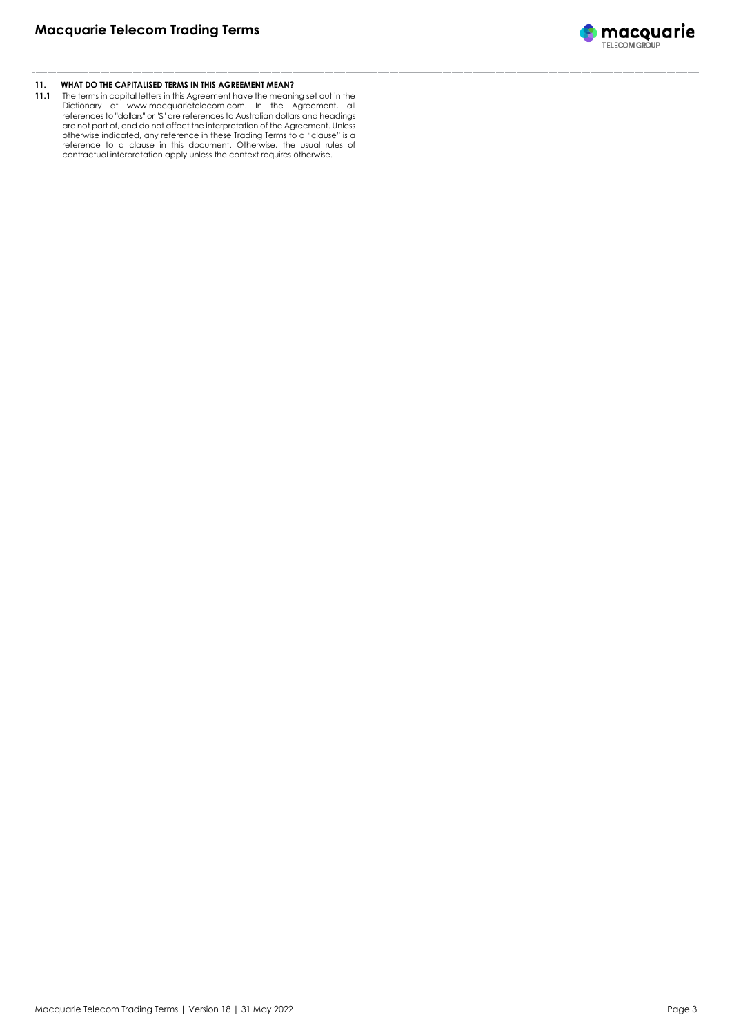## 11. WHAT DO THE CAPITALISED TERMS IN THIS AGREEMENT MEAN?

**11.1** The terms in capital letters in this Agreement have the meaning set out in the Dictionary at www.macquarietelecom.com. In the Agreement, all references to "dollars" or "$" are references to Australian dollars and headings are not part of, and do not affect the interpretation of the Agreement. Unless otherwise indicated, any reference in these Trading Terms to a "clause" is a reference to a clause in this document. Otherwise, the usual rules of contractual interpretation apply unless the context requires otherwise.